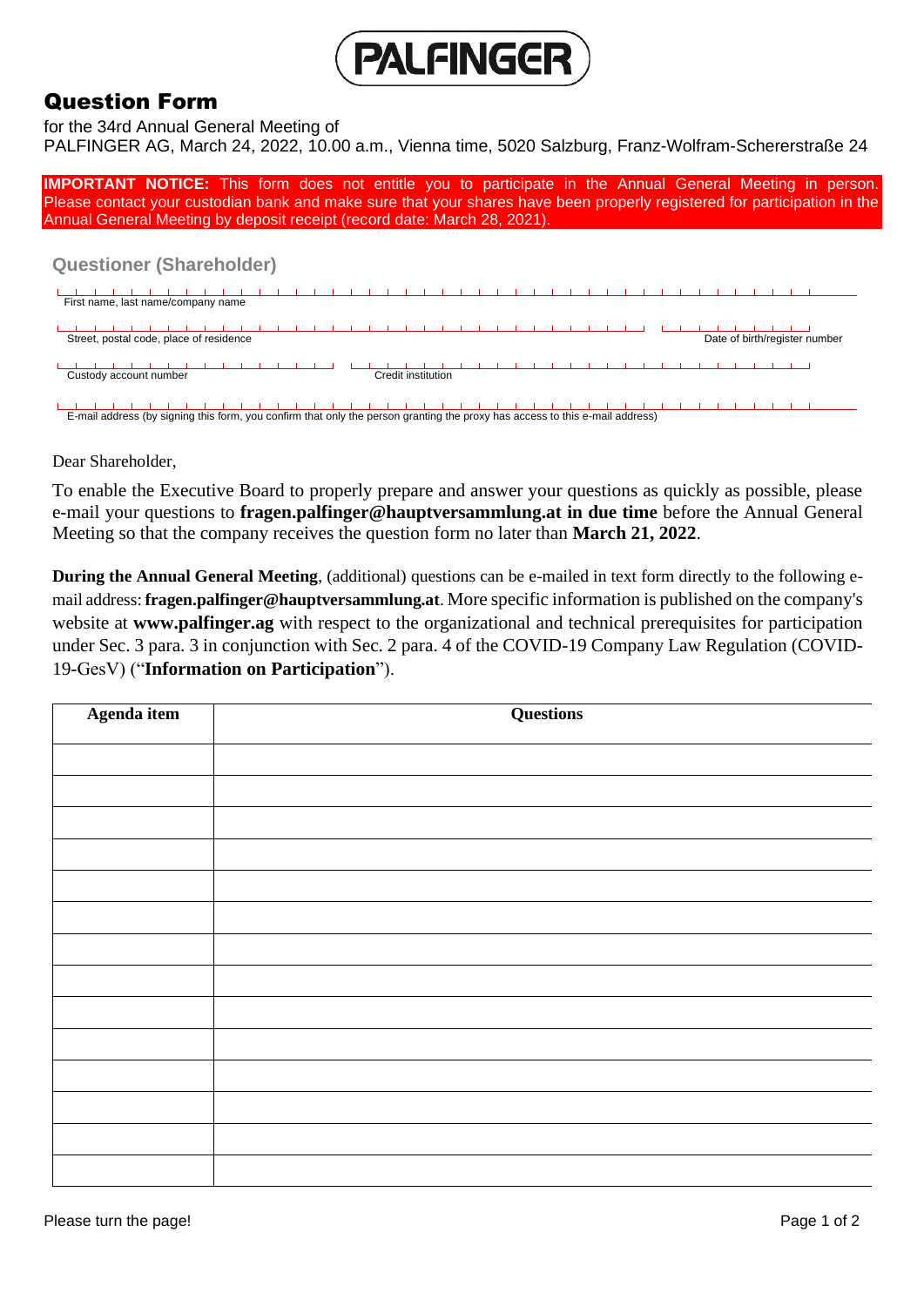PALFINGER

# Question Form

for the 34rd Annual General Meeting of
PALFINGER AG, March 24, 2022, 10.00 a.m., Vienna time, 5020 Salzburg, Franz-Wolfram-Schererstraße 24

**IMPORTANT NOTICE:** This form does not entitle you to participate in the Annual General Meeting in person. Please contact your custodian bank and make sure that your shares have been properly registered for participation in the Annual General Meeting by deposit receipt (record date: March 28, 2021).

## Questioner (Shareholder)

First name, last name/company name

Street, postal code, place of residence

Date of birth/register number

Custody account number

Credit institution

E-mail address (by signing this form, you confirm that only the person granting the proxy has access to this e-mail address)

Dear Shareholder,

To enable the Executive Board to properly prepare and answer your questions as quickly as possible, please e-mail your questions to **fragen.palfinger@hauptversammlung.at in due time** before the Annual General Meeting so that the company receives the question form no later than **March 21, 2022**.

**During the Annual General Meeting**, (additional) questions can be e-mailed in text form directly to the following e-mail address: **fragen.palfinger@hauptversammlung.at**. More specific information is published on the company's website at **www.palfinger.ag** with respect to the organizational and technical prerequisites for participation under Sec. 3 para. 3 in conjunction with Sec. 2 para. 4 of the COVID-19 Company Law Regulation (COVID-19-GesV) ("**Information on Participation**").

| Agenda item | Questions |
| --- | --- |
| | |
| | |
| | |
| | |
| | |
| | |
| | |
| | |
| | |
| | |
| | |
| | |
| | |
| | |

Please turn the page!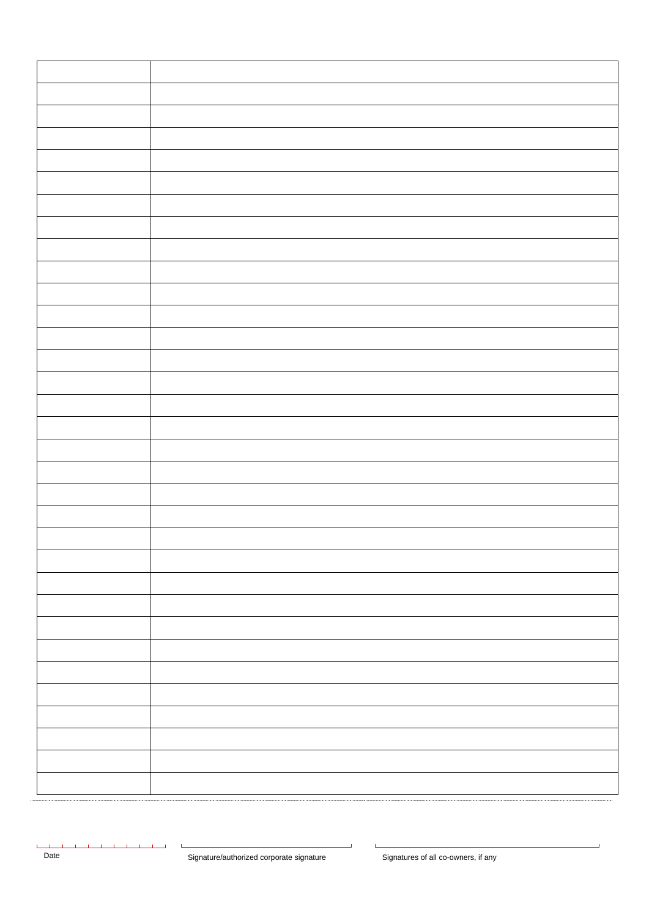| | |
|---|---|
| | |
| | |
| | |
| | |
| | |
| | |
| | |
| | |
| | |
| | |
| | |
| | |
| | |
| | |
| | |
| | |
| | |
| | |
| | |
| | |
| | |
| | |
| | |
| | |
| | |
| | |
| | |
| | |
| | |
| | |
| | |
| | |

Date

Signature/authorized corporate signature

Signatures of all co-owners, if any